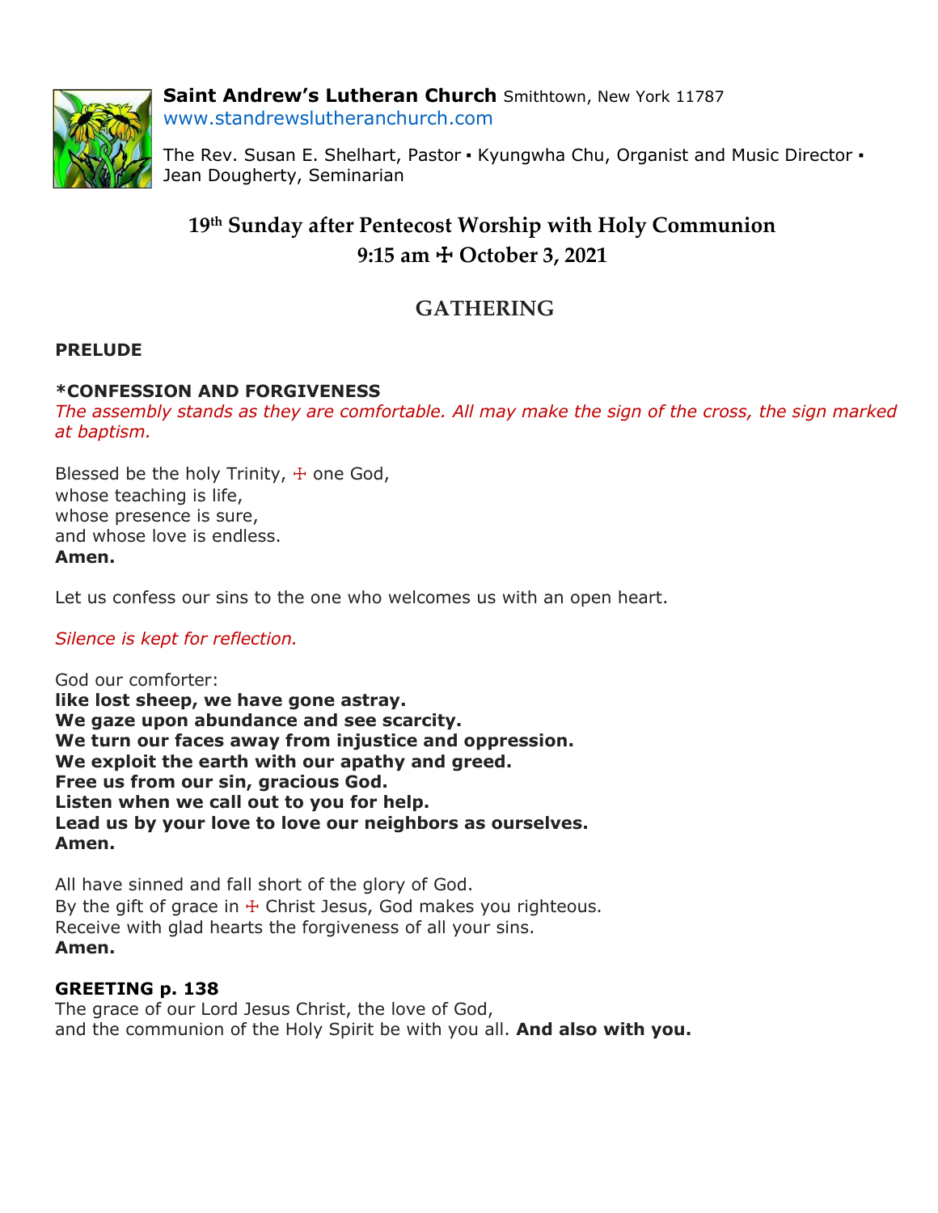**Saint Andrew's Lutheran Church** Smithtown, New York 11787
www.standrewslutheranchurch.com

The Rev. Susan E. Shelhart, Pastor ▪ Kyungwha Chu, Organist and Music Director ▪ Jean Dougherty, Seminarian

# 19th Sunday after Pentecost Worship with Holy Communion
## 9:15 am ☩ October 3, 2021

## GATHERING

**PRELUDE**

**\*CONFESSION AND FORGIVENESS**
*The assembly stands as they are comfortable. All may make the sign of the cross, the sign marked at baptism.*

Blessed be the holy Trinity, ☩ one God,
whose teaching is life,
whose presence is sure,
and whose love is endless.
**Amen.**

Let us confess our sins to the one who welcomes us with an open heart.

*Silence is kept for reflection.*

God our comforter:
**like lost sheep, we have gone astray.**
**We gaze upon abundance and see scarcity.**
**We turn our faces away from injustice and oppression.**
**We exploit the earth with our apathy and greed.**
**Free us from our sin, gracious God.**
**Listen when we call out to you for help.**
**Lead us by your love to love our neighbors as ourselves.**
**Amen.**

All have sinned and fall short of the glory of God.
By the gift of grace in ☩ Christ Jesus, God makes you righteous.
Receive with glad hearts the forgiveness of all your sins.
**Amen.**

**GREETING p. 138**
The grace of our Lord Jesus Christ, the love of God,
and the communion of the Holy Spirit be with you all. **And also with you.**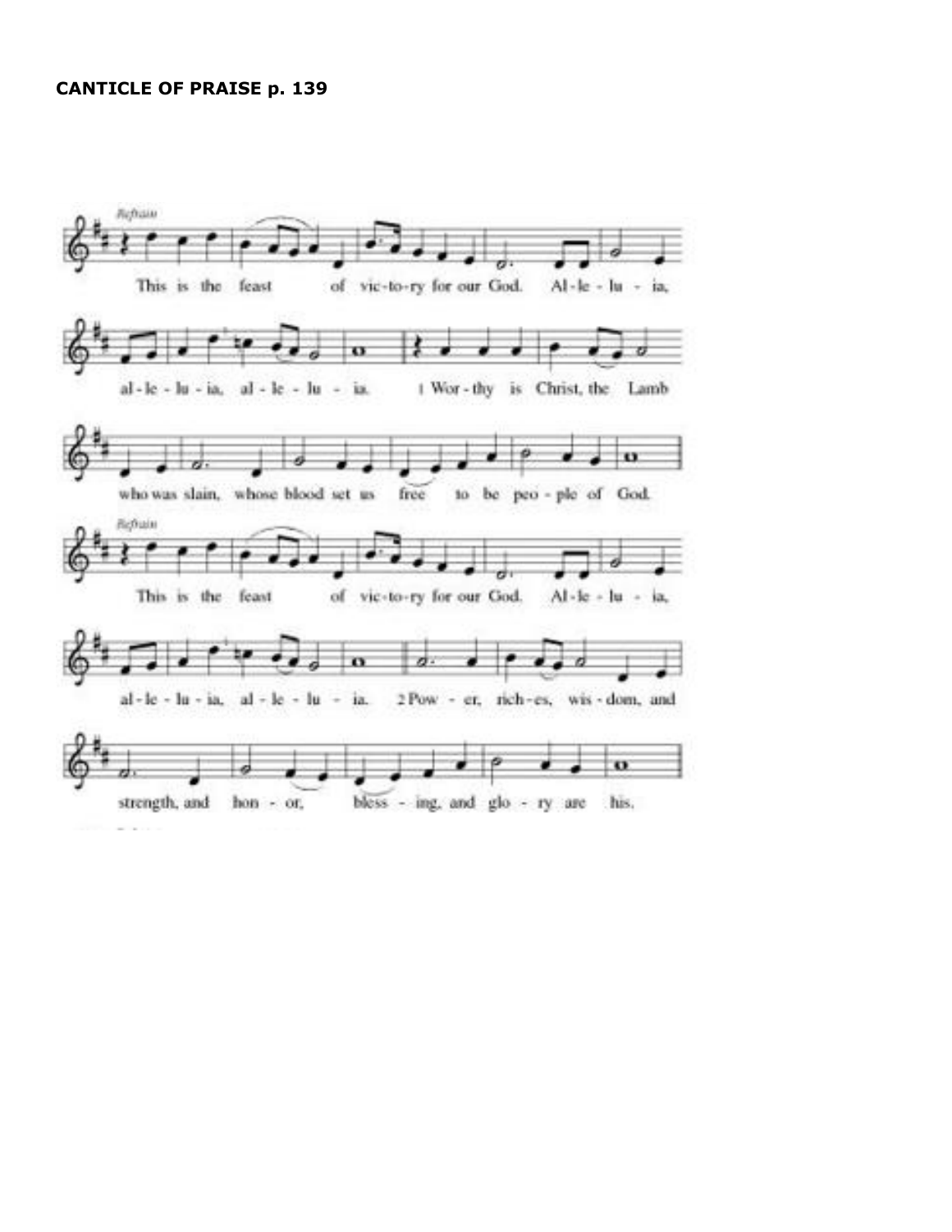**CANTICLE OF PRAISE p. 139**

*Refrain*

This is the feast of victory for our God. Alleluia, alleluia, alleluia.

1 Worthy is Christ, the Lamb who was slain, whose blood set us free to be people of God.

*Refrain*

This is the feast of victory for our God. Alleluia, alleluia, alleluia.

2 Power, riches, wisdom, and strength, and honor, blessing, and glory are his.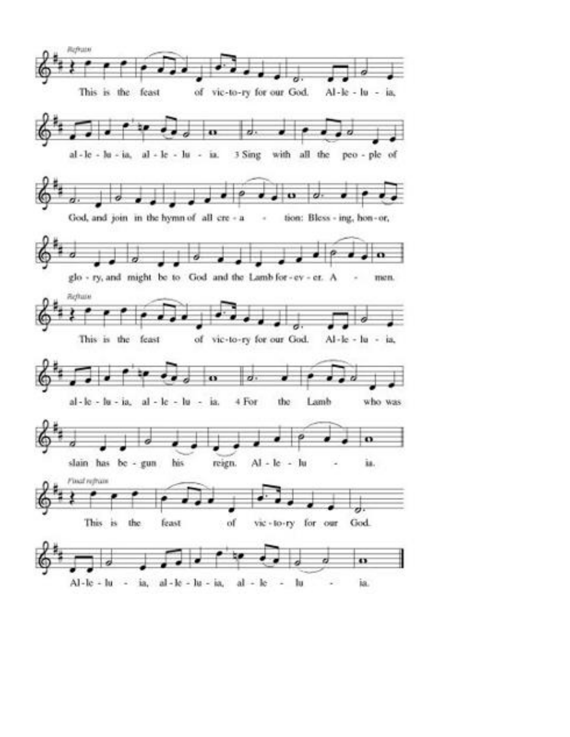*Refrain*

This is the feast of vic-to-ry for our God. Al-le-lu - ia,

al-le-lu-ia, al-le-lu - ia. 3 Sing with all the peo-ple of

God, and join in the hymn of all cre-a - tion: Bless-ing, hon-or,

glo-ry, and might be to God and the Lamb for-ev-er. A - men.

*Refrain*

This is the feast of vic-to-ry for our God. Al-le-lu - ia,

al-le-lu-ia, al-le-lu - ia. 4 For the Lamb who was

slain has be-gun his reign. Al - le - lu - ia.

*Final refrain*

This is the feast of vic-to-ry for our God.

Al-le-lu - ia, al-le-lu-ia, al - le - lu - ia.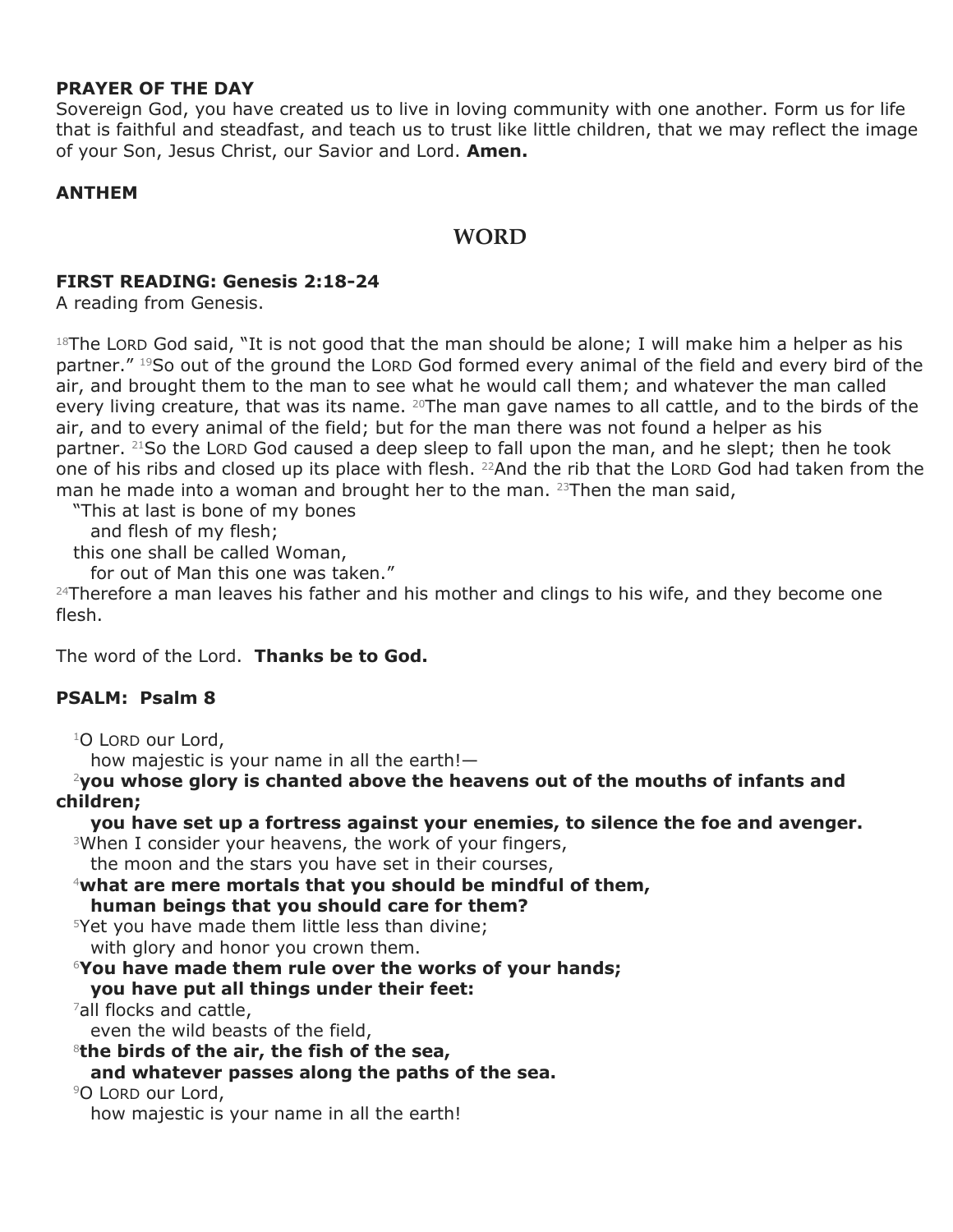**PRAYER OF THE DAY**
Sovereign God, you have created us to live in loving community with one another. Form us for life that is faithful and steadfast, and teach us to trust like little children, that we may reflect the image of your Son, Jesus Christ, our Savior and Lord. **Amen.**

**ANTHEM**

## WORD

**FIRST READING: Genesis 2:18-24**
A reading from Genesis.

[18]The LORD God said, "It is not good that the man should be alone; I will make him a helper as his partner." [19]So out of the ground the LORD God formed every animal of the field and every bird of the air, and brought them to the man to see what he would call them; and whatever the man called every living creature, that was its name. [20]The man gave names to all cattle, and to the birds of the air, and to every animal of the field; but for the man there was not found a helper as his partner. [21]So the LORD God caused a deep sleep to fall upon the man, and he slept; then he took one of his ribs and closed up its place with flesh. [22]And the rib that the LORD God had taken from the man he made into a woman and brought her to the man. [23]Then the man said,
"This at last is bone of my bones
and flesh of my flesh;
this one shall be called Woman,
for out of Man this one was taken."
[24]Therefore a man leaves his father and his mother and clings to his wife, and they become one flesh.

The word of the Lord. **Thanks be to God.**

**PSALM: Psalm 8**

[1]O LORD our Lord,
how majestic is your name in all the earth!—
[2]**you whose glory is chanted above the heavens out of the mouths of infants and children;**
**you have set up a fortress against your enemies, to silence the foe and avenger.**
[3]When I consider your heavens, the work of your fingers,
the moon and the stars you have set in their courses,
[4]**what are mere mortals that you should be mindful of them,**
**human beings that you should care for them?**
[5]Yet you have made them little less than divine;
with glory and honor you crown them.
[6]**You have made them rule over the works of your hands;**
**you have put all things under their feet:**
[7]all flocks and cattle,
even the wild beasts of the field,
[8]**the birds of the air, the fish of the sea,**
**and whatever passes along the paths of the sea.**
[9]O LORD our Lord,
how majestic is your name in all the earth!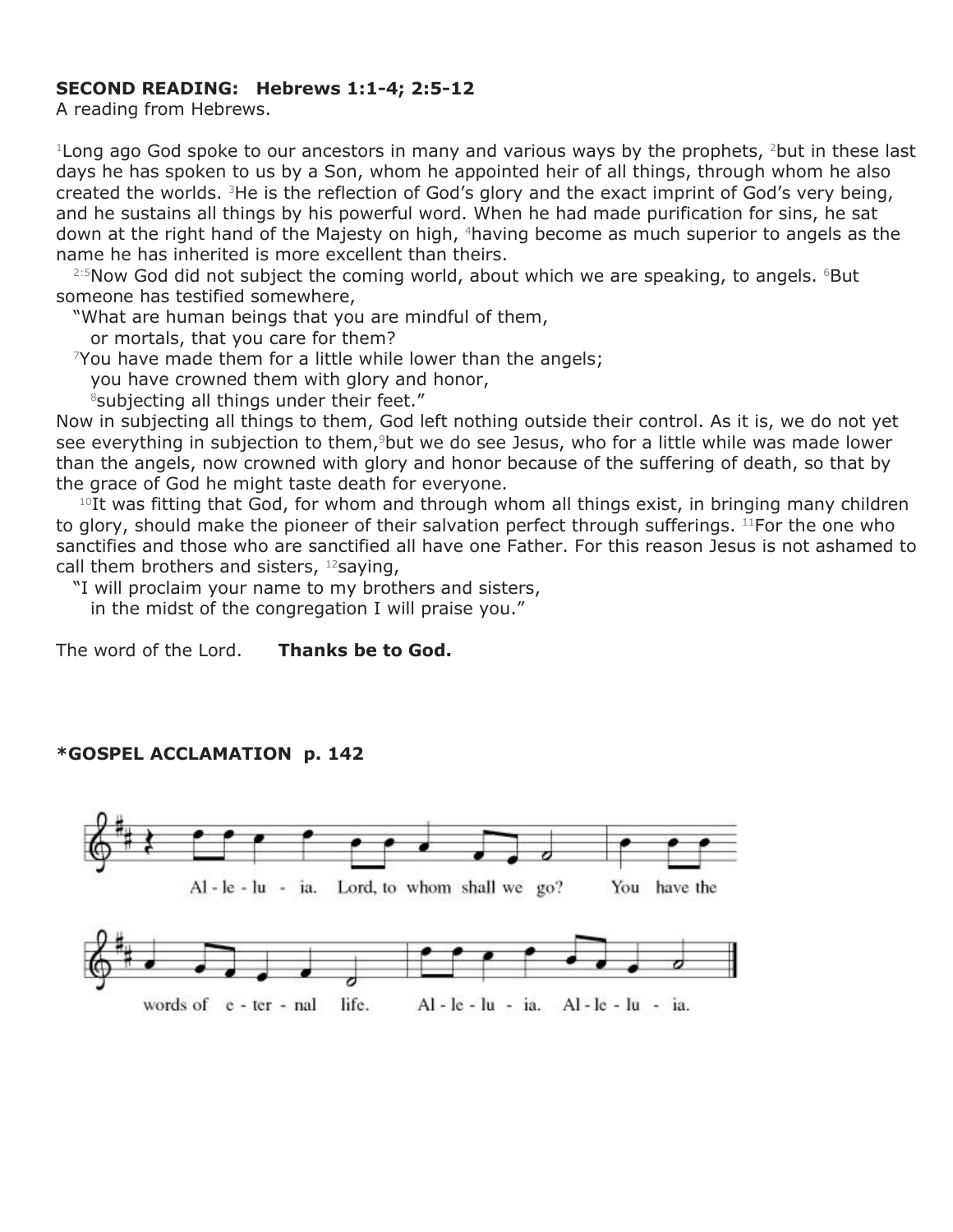**SECOND READING: Hebrews 1:1-4; 2:5-12**
A reading from Hebrews.

[1]Long ago God spoke to our ancestors in many and various ways by the prophets, [2]but in these last days he has spoken to us by a Son, whom he appointed heir of all things, through whom he also created the worlds. [3]He is the reflection of God's glory and the exact imprint of God's very being, and he sustains all things by his powerful word. When he had made purification for sins, he sat down at the right hand of the Majesty on high, [4]having become as much superior to angels as the name he has inherited is more excellent than theirs.

[2:5]Now God did not subject the coming world, about which we are speaking, to angels. [6]But someone has testified somewhere,

"What are human beings that you are mindful of them,
or mortals, that you care for them?
[7]You have made them for a little while lower than the angels;
you have crowned them with glory and honor,
[8]subjecting all things under their feet."

Now in subjecting all things to them, God left nothing outside their control. As it is, we do not yet see everything in subjection to them,[9]but we do see Jesus, who for a little while was made lower than the angels, now crowned with glory and honor because of the suffering of death, so that by the grace of God he might taste death for everyone.

[10]It was fitting that God, for whom and through whom all things exist, in bringing many children to glory, should make the pioneer of their salvation perfect through sufferings. [11]For the one who sanctifies and those who are sanctified all have one Father. For this reason Jesus is not ashamed to call them brothers and sisters, [12]saying,

"I will proclaim your name to my brothers and sisters,
in the midst of the congregation I will praise you."

The word of the Lord. **Thanks be to God.**

**\*GOSPEL ACCLAMATION p. 142**

Al - le - lu - ia. Lord, to whom shall we go? You have the words of e - ter - nal life. Al - le - lu - ia. Al - le - lu - ia.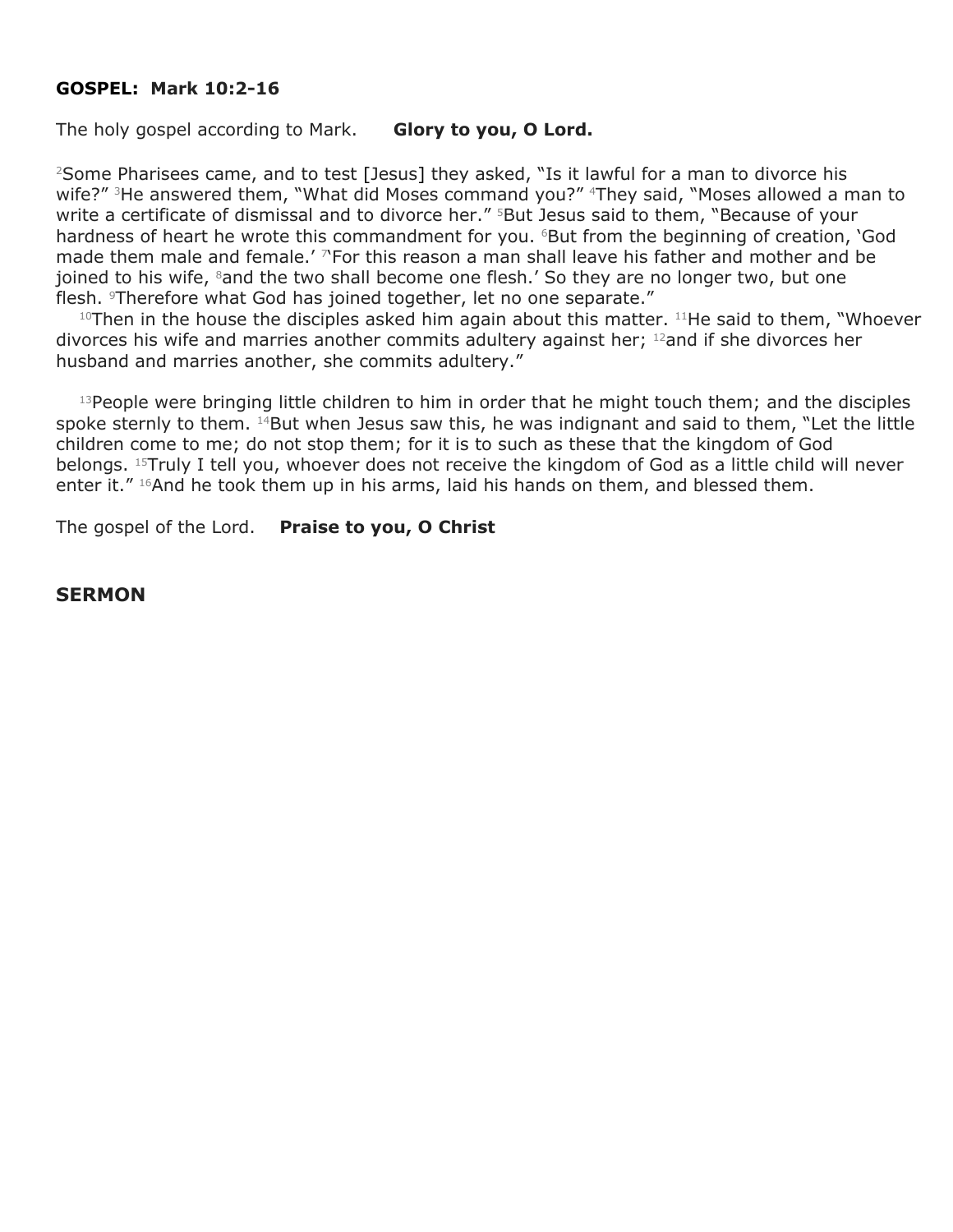**GOSPEL: Mark 10:2-16**

The holy gospel according to Mark. **Glory to you, O Lord.**

[2]Some Pharisees came, and to test [Jesus] they asked, "Is it lawful for a man to divorce his wife?" [3]He answered them, "What did Moses command you?" [4]They said, "Moses allowed a man to write a certificate of dismissal and to divorce her." [5]But Jesus said to them, "Because of your hardness of heart he wrote this commandment for you. [6]But from the beginning of creation, 'God made them male and female.' [7]'For this reason a man shall leave his father and mother and be joined to his wife, [8]and the two shall become one flesh.' So they are no longer two, but one flesh. [9]Therefore what God has joined together, let no one separate."

[10]Then in the house the disciples asked him again about this matter. [11]He said to them, "Whoever divorces his wife and marries another commits adultery against her; [12]and if she divorces her husband and marries another, she commits adultery."

[13]People were bringing little children to him in order that he might touch them; and the disciples spoke sternly to them. [14]But when Jesus saw this, he was indignant and said to them, "Let the little children come to me; do not stop them; for it is to such as these that the kingdom of God belongs. [15]Truly I tell you, whoever does not receive the kingdom of God as a little child will never enter it." [16]And he took them up in his arms, laid his hands on them, and blessed them.

The gospel of the Lord. **Praise to you, O Christ**

## SERMON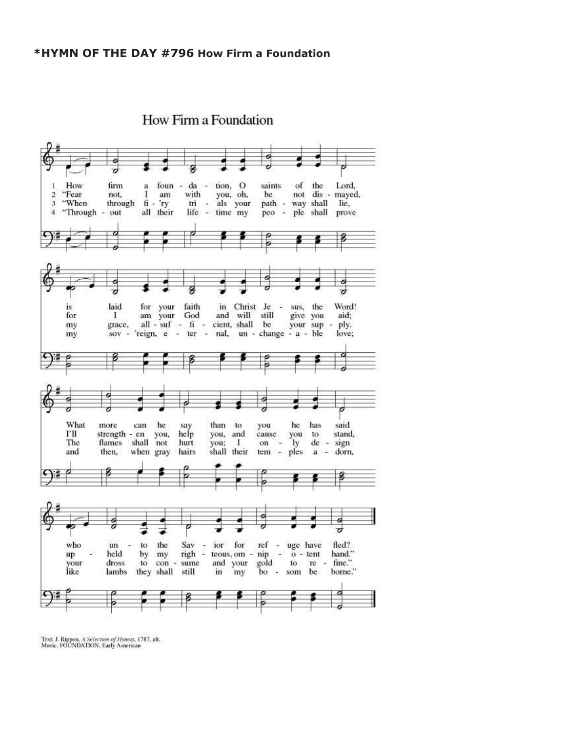**\*HYMN OF THE DAY #796 How Firm a Foundation**

How Firm a Foundation

1 How firm a foundation, O saints of the Lord, is laid for your faith in Christ Jesus, the Word! What more can he say than to you he has said who unto the Savior for refuge have fled?

2 "Fear not, I am with you, oh, be not dismayed, for I am your God and will still give you aid; I'll strengthen you, help you, and cause you to stand, upheld by my righteous, omnipotent hand."

3 "When through fi'ry trials your pathway shall lie, my grace, all-sufficient, shall be your supply. The flames shall not hurt you; I only design your dross to consume and your gold to refine."

4 "Throughout all their lifetime my people shall prove my sov'reign, eternal, unchangeable love; and then, when gray hairs shall their temples adorn, like lambs they shall still in my bosom be borne."

Text: J. Rippon, *A Selection of Hymns*, 1787, alt.
Music: FOUNDATION, Early American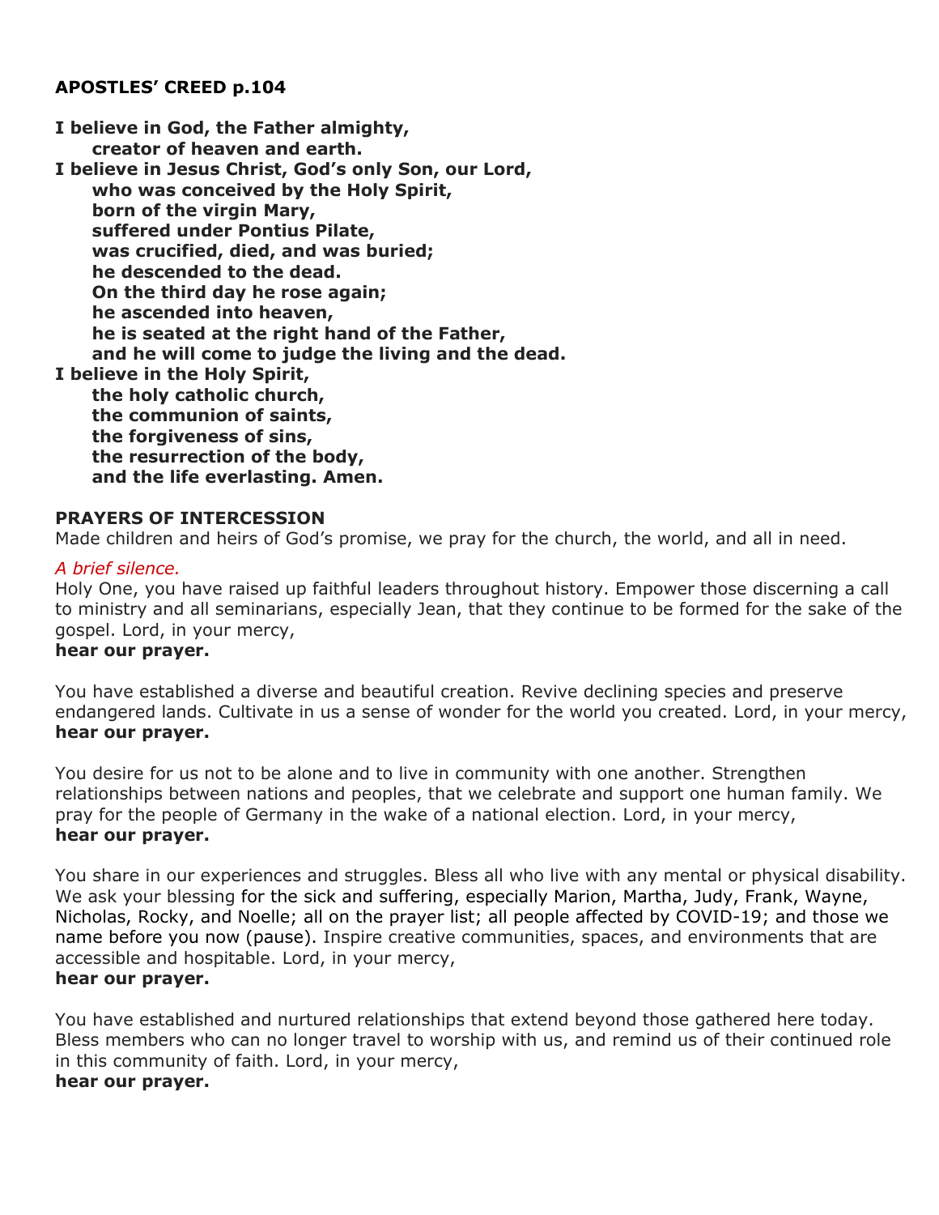**APOSTLES' CREED p.104**

**I believe in God, the Father almighty,**
**creator of heaven and earth.**
**I believe in Jesus Christ, God's only Son, our Lord,**
**who was conceived by the Holy Spirit,**
**born of the virgin Mary,**
**suffered under Pontius Pilate,**
**was crucified, died, and was buried;**
**he descended to the dead.**
**On the third day he rose again;**
**he ascended into heaven,**
**he is seated at the right hand of the Father,**
**and he will come to judge the living and the dead.**
**I believe in the Holy Spirit,**
**the holy catholic church,**
**the communion of saints,**
**the forgiveness of sins,**
**the resurrection of the body,**
**and the life everlasting. Amen.**

**PRAYERS OF INTERCESSION**

Made children and heirs of God's promise, we pray for the church, the world, and all in need.

*A brief silence.*

Holy One, you have raised up faithful leaders throughout history. Empower those discerning a call to ministry and all seminarians, especially Jean, that they continue to be formed for the sake of the gospel. Lord, in your mercy,
**hear our prayer.**

You have established a diverse and beautiful creation. Revive declining species and preserve endangered lands. Cultivate in us a sense of wonder for the world you created. Lord, in your mercy,
**hear our prayer.**

You desire for us not to be alone and to live in community with one another. Strengthen relationships between nations and peoples, that we celebrate and support one human family. We pray for the people of Germany in the wake of a national election. Lord, in your mercy,
**hear our prayer.**

You share in our experiences and struggles. Bless all who live with any mental or physical disability. We ask your blessing for the sick and suffering, especially Marion, Martha, Judy, Frank, Wayne, Nicholas, Rocky, and Noelle; all on the prayer list; all people affected by COVID-19; and those we name before you now (pause). Inspire creative communities, spaces, and environments that are accessible and hospitable. Lord, in your mercy,
**hear our prayer.**

You have established and nurtured relationships that extend beyond those gathered here today. Bless members who can no longer travel to worship with us, and remind us of their continued role in this community of faith. Lord, in your mercy,
**hear our prayer.**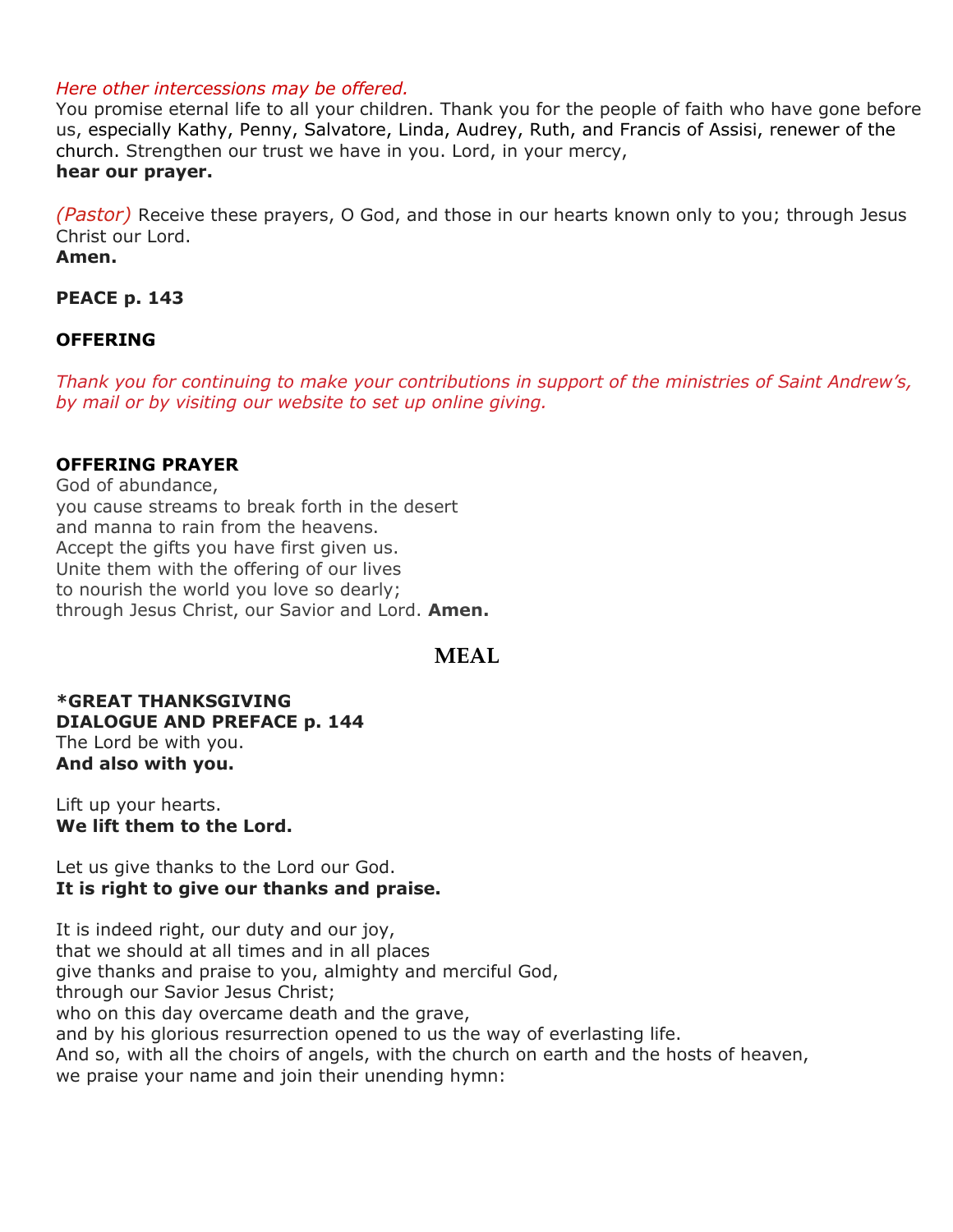*Here other intercessions may be offered.*
You promise eternal life to all your children. Thank you for the people of faith who have gone before us, especially Kathy, Penny, Salvatore, Linda, Audrey, Ruth, and Francis of Assisi, renewer of the church. Strengthen our trust we have in you. Lord, in your mercy,
**hear our prayer.**

*(Pastor)* Receive these prayers, O God, and those in our hearts known only to you; through Jesus Christ our Lord.
**Amen.**

**PEACE p. 143**

**OFFERING**

*Thank you for continuing to make your contributions in support of the ministries of Saint Andrew's, by mail or by visiting our website to set up online giving.*

**OFFERING PRAYER**
God of abundance,
you cause streams to break forth in the desert
and manna to rain from the heavens.
Accept the gifts you have first given us.
Unite them with the offering of our lives
to nourish the world you love so dearly;
through Jesus Christ, our Savior and Lord. **Amen.**

## MEAL

**\*GREAT THANKSGIVING**
**DIALOGUE AND PREFACE p. 144**
The Lord be with you.
**And also with you.**

Lift up your hearts.
**We lift them to the Lord.**

Let us give thanks to the Lord our God.
**It is right to give our thanks and praise.**

It is indeed right, our duty and our joy,
that we should at all times and in all places
give thanks and praise to you, almighty and merciful God,
through our Savior Jesus Christ;
who on this day overcame death and the grave,
and by his glorious resurrection opened to us the way of everlasting life.
And so, with all the choirs of angels, with the church on earth and the hosts of heaven,
we praise your name and join their unending hymn: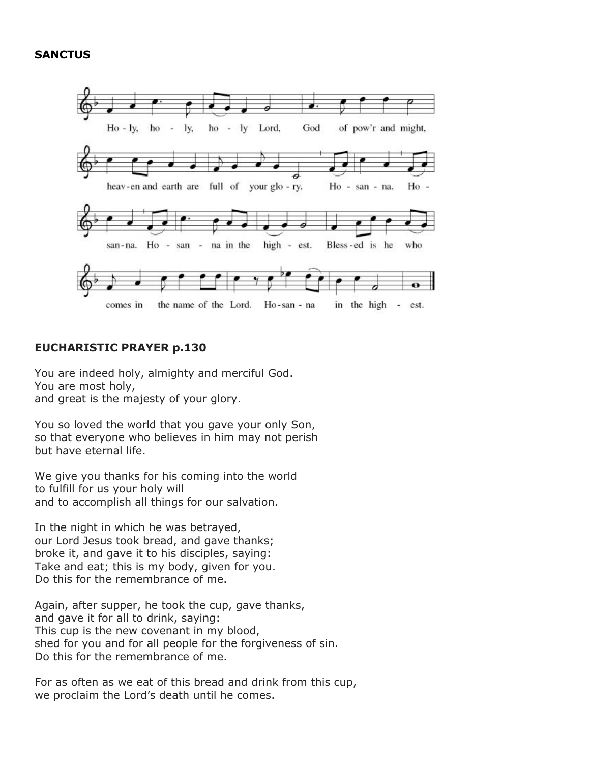**SANCTUS**

Holy, holy, holy Lord, God of pow'r and might,
heaven and earth are full of your glory. Hosanna. Hosanna. Hosanna in the highest. Blessed is he who comes in the name of the Lord. Hosanna in the highest.

**EUCHARISTIC PRAYER p.130**

You are indeed holy, almighty and merciful God.
You are most holy,
and great is the majesty of your glory.

You so loved the world that you gave your only Son,
so that everyone who believes in him may not perish
but have eternal life.

We give you thanks for his coming into the world
to fulfill for us your holy will
and to accomplish all things for our salvation.

In the night in which he was betrayed,
our Lord Jesus took bread, and gave thanks;
broke it, and gave it to his disciples, saying:
Take and eat; this is my body, given for you.
Do this for the remembrance of me.

Again, after supper, he took the cup, gave thanks,
and gave it for all to drink, saying:
This cup is the new covenant in my blood,
shed for you and for all people for the forgiveness of sin.
Do this for the remembrance of me.

For as often as we eat of this bread and drink from this cup,
we proclaim the Lord's death until he comes.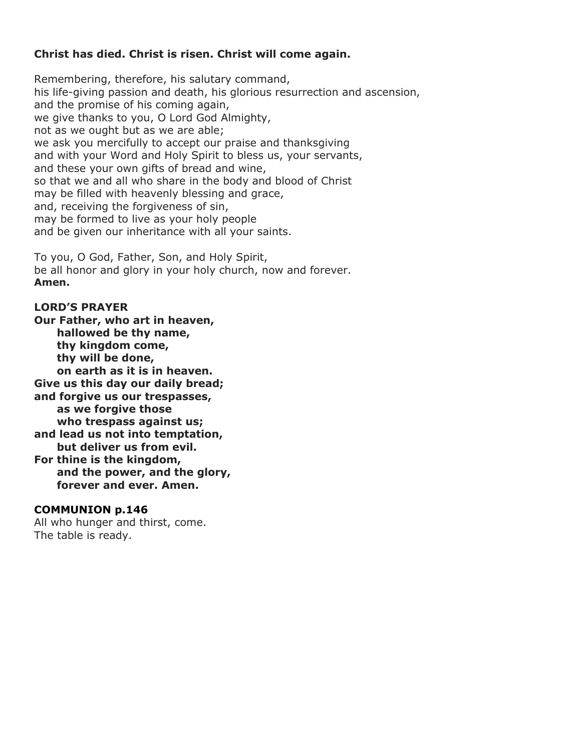**Christ has died. Christ is risen. Christ will come again.**

Remembering, therefore, his salutary command,
his life-giving passion and death, his glorious resurrection and ascension,
and the promise of his coming again,
we give thanks to you, O Lord God Almighty,
not as we ought but as we are able;
we ask you mercifully to accept our praise and thanksgiving
and with your Word and Holy Spirit to bless us, your servants,
and these your own gifts of bread and wine,
so that we and all who share in the body and blood of Christ
may be filled with heavenly blessing and grace,
and, receiving the forgiveness of sin,
may be formed to live as your holy people
and be given our inheritance with all your saints.

To you, O God, Father, Son, and Holy Spirit,
be all honor and glory in your holy church, now and forever.
**Amen.**

**LORD'S PRAYER**

**Our Father, who art in heaven,**
**hallowed be thy name,**
**thy kingdom come,**
**thy will be done,**
**on earth as it is in heaven.**
**Give us this day our daily bread;**
**and forgive us our trespasses,**
**as we forgive those**
**who trespass against us;**
**and lead us not into temptation,**
**but deliver us from evil.**
**For thine is the kingdom,**
**and the power, and the glory,**
**forever and ever. Amen.**

**COMMUNION p.146**

All who hunger and thirst, come.
The table is ready.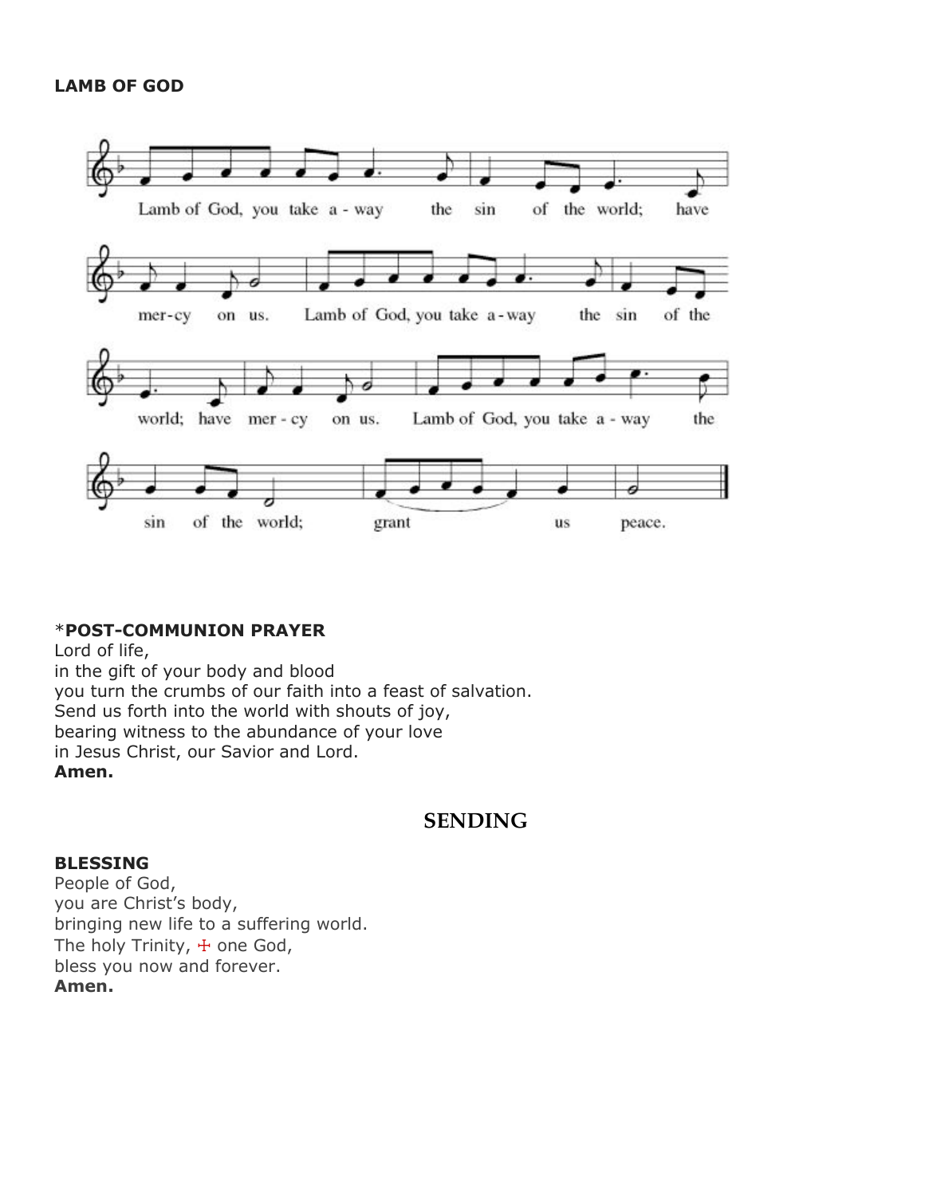**LAMB OF GOD**

Lamb of God, you take a - way the sin of the world; have mer-cy on us. Lamb of God, you take a-way the sin of the world; have mer - cy on us. Lamb of God, you take a - way the sin of the world; grant us peace.

\***POST-COMMUNION PRAYER**
Lord of life,
in the gift of your body and blood
you turn the crumbs of our faith into a feast of salvation.
Send us forth into the world with shouts of joy,
bearing witness to the abundance of your love
in Jesus Christ, our Savior and Lord.
**Amen.**

## SENDING

**BLESSING**
People of God,
you are Christ's body,
bringing new life to a suffering world.
The holy Trinity, ☩ one God,
bless you now and forever.
**Amen.**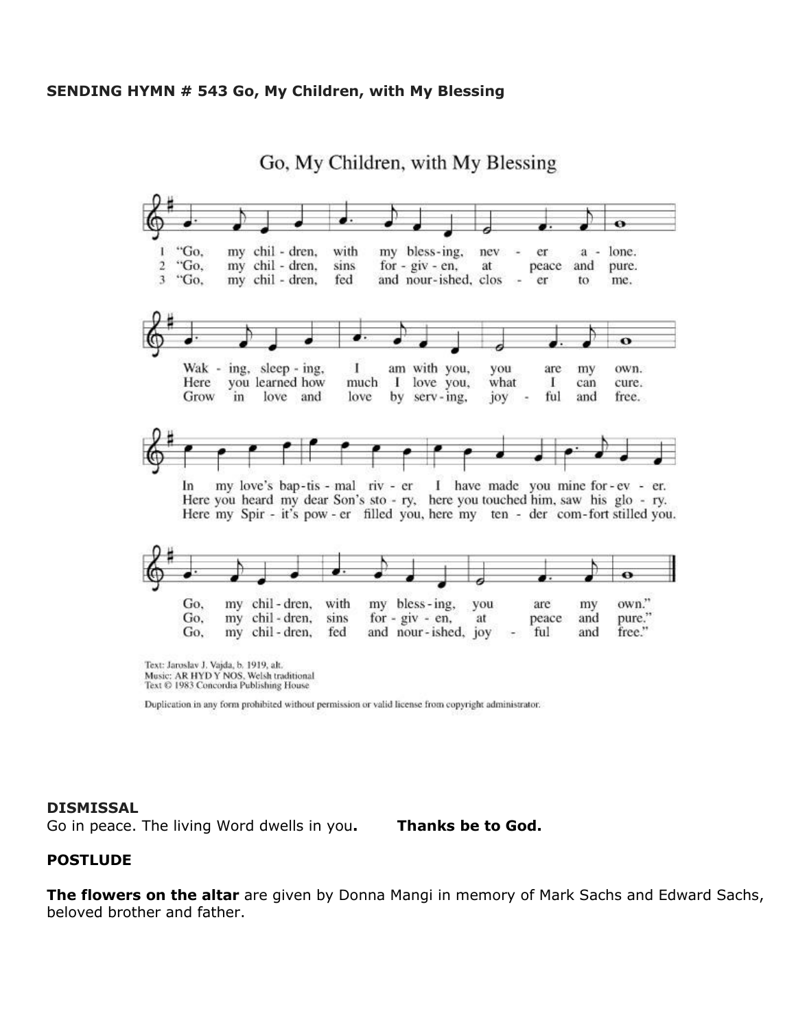**SENDING HYMN # 543 Go, My Children, with My Blessing**

Go, My Children, with My Blessing

1 "Go, my children, with my blessing, never alone.
Waking, sleeping, I am with you, you are my own.
In my love's baptismal river I have made you mine forever.
Go, my children, with my blessing, you are my own."

2 "Go, my children, sins forgiven, at peace and pure.
Here you learned how much I love you, what I can cure.
Here you heard my dear Son's story, here you touched him, saw his glory.
Go, my children, sins forgiven, at peace and pure."

3 "Go, my children, fed and nourished, closer to me.
Grow in love and love by serving, joyful and free.
Here my Spirit's power filled you, here my tender comfort stilled you.
Go, my children, fed and nourished, joyful and free."

Text: Jaroslav J. Vajda, b. 1919, alt.
Music: AR HYD Y NOS, Welsh traditional
Text © 1983 Concordia Publishing House

Duplication in any form prohibited without permission or valid license from copyright administrator.

**DISMISSAL**

Go in peace. The living Word dwells in you**.** **Thanks be to God.**

**POSTLUDE**

**The flowers on the altar** are given by Donna Mangi in memory of Mark Sachs and Edward Sachs, beloved brother and father.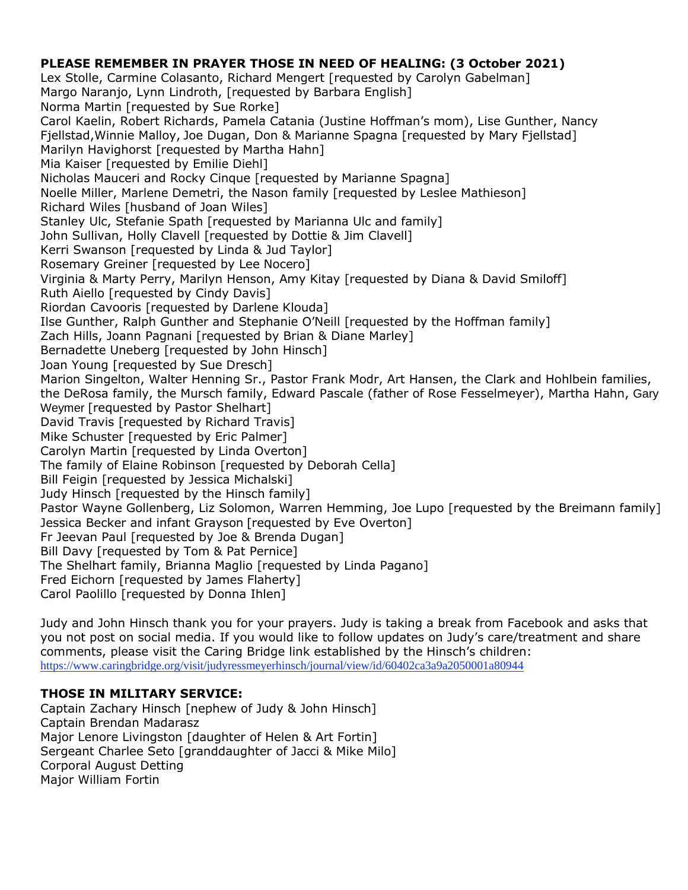**PLEASE REMEMBER IN PRAYER THOSE IN NEED OF HEALING: (3 October 2021)**

Lex Stolle, Carmine Colasanto, Richard Mengert [requested by Carolyn Gabelman]
Margo Naranjo, Lynn Lindroth, [requested by Barbara English]
Norma Martin [requested by Sue Rorke]
Carol Kaelin, Robert Richards, Pamela Catania (Justine Hoffman's mom), Lise Gunther, Nancy Fjellstad,Winnie Malloy, Joe Dugan, Don & Marianne Spagna [requested by Mary Fjellstad]
Marilyn Havighorst [requested by Martha Hahn]
Mia Kaiser [requested by Emilie Diehl]
Nicholas Mauceri and Rocky Cinque [requested by Marianne Spagna]
Noelle Miller, Marlene Demetri, the Nason family [requested by Leslee Mathieson]
Richard Wiles [husband of Joan Wiles]
Stanley Ulc, Stefanie Spath [requested by Marianna Ulc and family]
John Sullivan, Holly Clavell [requested by Dottie & Jim Clavell]
Kerri Swanson [requested by Linda & Jud Taylor]
Rosemary Greiner [requested by Lee Nocero]
Virginia & Marty Perry, Marilyn Henson, Amy Kitay [requested by Diana & David Smiloff]
Ruth Aiello [requested by Cindy Davis]
Riordan Cavooris [requested by Darlene Klouda]
Ilse Gunther, Ralph Gunther and Stephanie O'Neill [requested by the Hoffman family]
Zach Hills, Joann Pagnani [requested by Brian & Diane Marley]
Bernadette Uneberg [requested by John Hinsch]
Joan Young [requested by Sue Dresch]
Marion Singelton, Walter Henning Sr., Pastor Frank Modr, Art Hansen, the Clark and Hohlbein families, the DeRosa family, the Mursch family, Edward Pascale (father of Rose Fesselmeyer), Martha Hahn, Gary Weymer [requested by Pastor Shelhart]
David Travis [requested by Richard Travis]
Mike Schuster [requested by Eric Palmer]
Carolyn Martin [requested by Linda Overton]
The family of Elaine Robinson [requested by Deborah Cella]
Bill Feigin [requested by Jessica Michalski]
Judy Hinsch [requested by the Hinsch family]
Pastor Wayne Gollenberg, Liz Solomon, Warren Hemming, Joe Lupo [requested by the Breimann family]
Jessica Becker and infant Grayson [requested by Eve Overton]
Fr Jeevan Paul [requested by Joe & Brenda Dugan]
Bill Davy [requested by Tom & Pat Pernice]
The Shelhart family, Brianna Maglio [requested by Linda Pagano]
Fred Eichorn [requested by James Flaherty]
Carol Paolillo [requested by Donna Ihlen]

Judy and John Hinsch thank you for your prayers. Judy is taking a break from Facebook and asks that you not post on social media. If you would like to follow updates on Judy's care/treatment and share comments, please visit the Caring Bridge link established by the Hinsch's children: https://www.caringbridge.org/visit/judyressmeyerhinsch/journal/view/id/60402ca3a9a2050001a80944

**THOSE IN MILITARY SERVICE:**

Captain Zachary Hinsch [nephew of Judy & John Hinsch]
Captain Brendan Madarasz
Major Lenore Livingston [daughter of Helen & Art Fortin]
Sergeant Charlee Seto [granddaughter of Jacci & Mike Milo]
Corporal August Detting
Major William Fortin